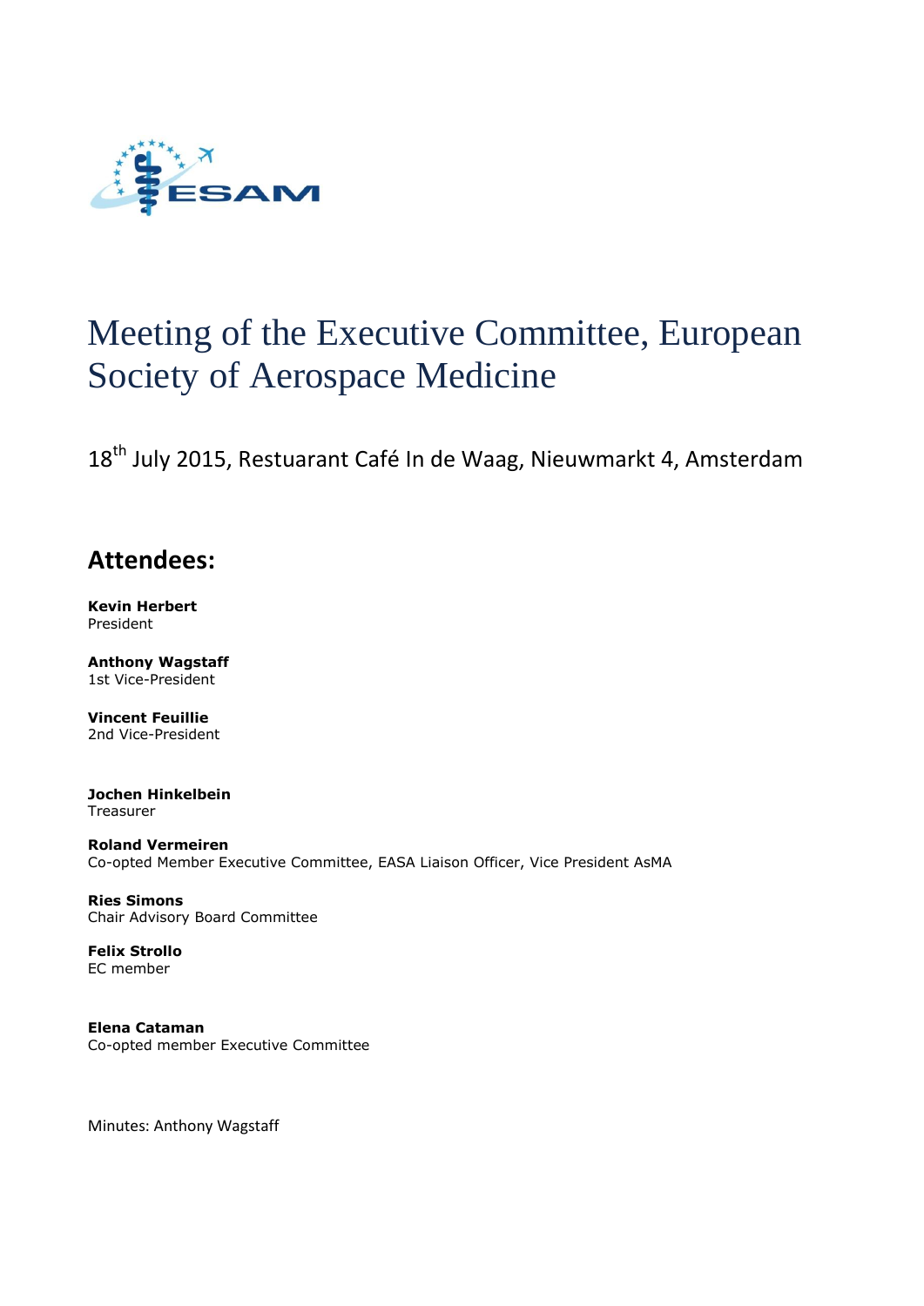# Meeting of the Executive Committee, European Society of Aerospace Medicine

18th July 2015, Restuarant Café In de Waag, Nieuwmarkt 4, Amsterdam

## Attendees:

**Kevin Herbert**
President

**Anthony Wagstaff**
1st Vice-President

**Vincent Feuillie**
2nd Vice-President

**Jochen Hinkelbein**
Treasurer

**Roland Vermeiren**
Co-opted Member Executive Committee, EASA Liaison Officer, Vice President AsMA

**Ries Simons**
Chair Advisory Board Committee

**Felix Strollo**
EC member

**Elena Cataman**
Co-opted member Executive Committee

Minutes: Anthony Wagstaff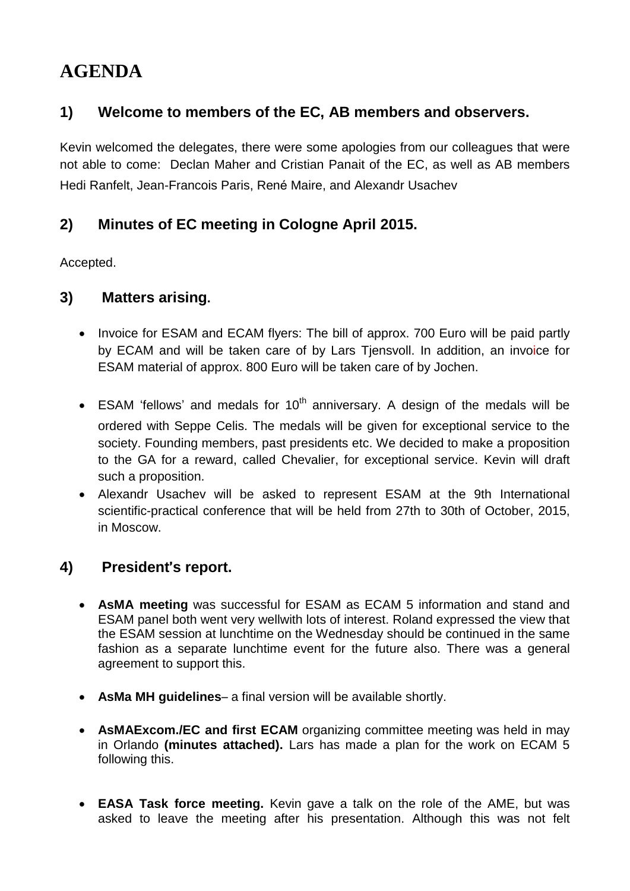# AGENDA

## 1) Welcome to members of the EC, AB members and observers.

Kevin welcomed the delegates, there were some apologies from our colleagues that were not able to come: Declan Maher and Cristian Panait of the EC, as well as AB members Hedi Ranfelt, Jean-Francois Paris, René Maire, and Alexandr Usachev

## 2) Minutes of EC meeting in Cologne April 2015.

Accepted.

## 3) Matters arising.

- Invoice for ESAM and ECAM flyers: The bill of approx. 700 Euro will be paid partly by ECAM and will be taken care of by Lars Tjensvoll. In addition, an invoice for ESAM material of approx. 800 Euro will be taken care of by Jochen.
- ESAM 'fellows' and medals for 10th anniversary. A design of the medals will be ordered with Seppe Celis. The medals will be given for exceptional service to the society. Founding members, past presidents etc. We decided to make a proposition to the GA for a reward, called Chevalier, for exceptional service. Kevin will draft such a proposition.
- Alexandr Usachev will be asked to represent ESAM at the 9th International scientific-practical conference that will be held from 27th to 30th of October, 2015, in Moscow.

## 4) President's report.

- **AsMA meeting** was successful for ESAM as ECAM 5 information and stand and ESAM panel both went very wellwith lots of interest. Roland expressed the view that the ESAM session at lunchtime on the Wednesday should be continued in the same fashion as a separate lunchtime event for the future also. There was a general agreement to support this.
- **AsMa MH guidelines**– a final version will be available shortly.
- **AsMAExcom./EC and first ECAM** organizing committee meeting was held in may in Orlando **(minutes attached).** Lars has made a plan for the work on ECAM 5 following this.
- **EASA Task force meeting.** Kevin gave a talk on the role of the AME, but was asked to leave the meeting after his presentation. Although this was not felt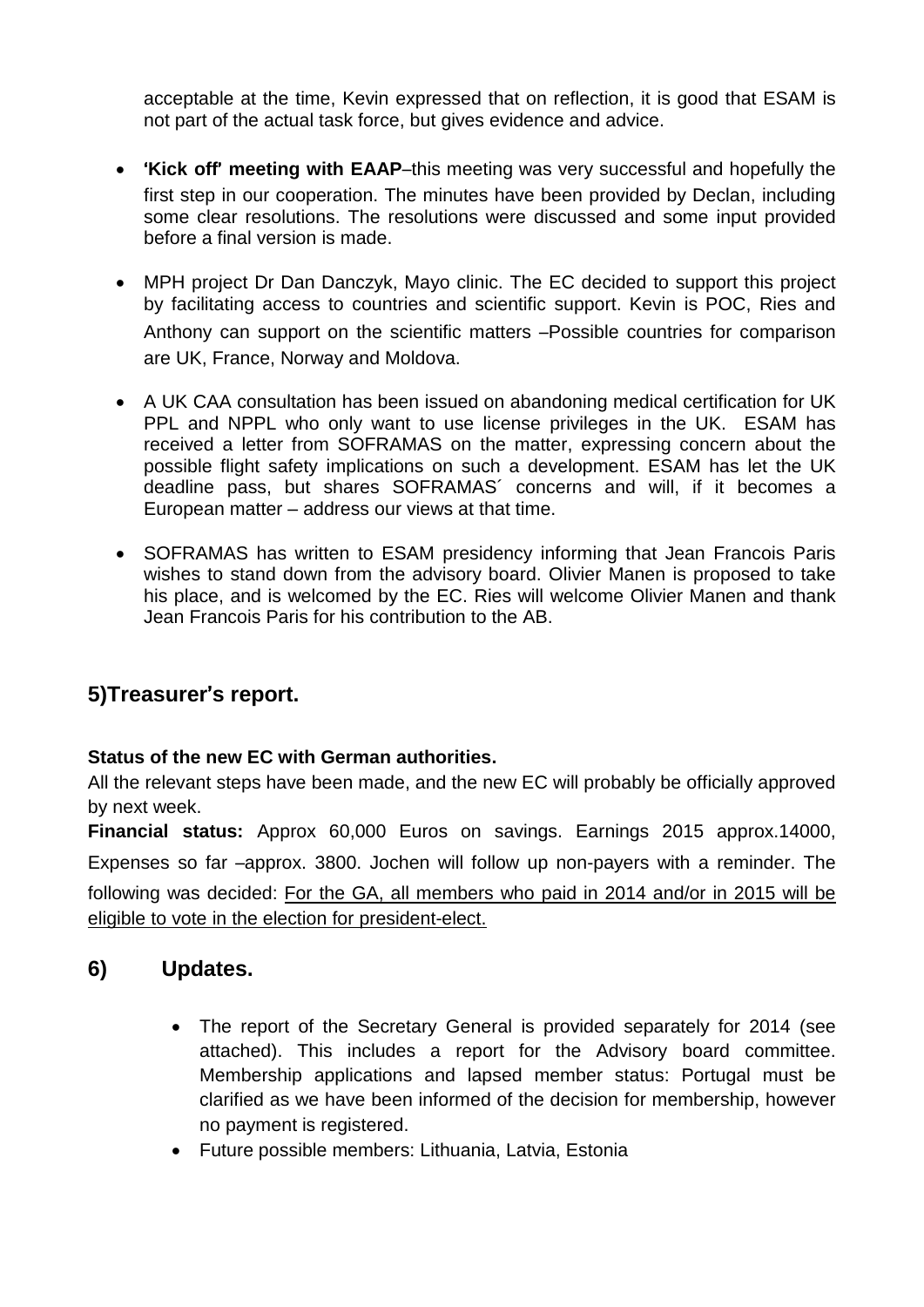acceptable at the time, Kevin expressed that on reflection, it is good that ESAM is not part of the actual task force, but gives evidence and advice.

- **'Kick off' meeting with EAAP**–this meeting was very successful and hopefully the first step in our cooperation. The minutes have been provided by Declan, including some clear resolutions. The resolutions were discussed and some input provided before a final version is made.

- MPH project Dr Dan Danczyk, Mayo clinic. The EC decided to support this project by facilitating access to countries and scientific support. Kevin is POC, Ries and Anthony can support on the scientific matters –Possible countries for comparison are UK, France, Norway and Moldova.

- A UK CAA consultation has been issued on abandoning medical certification for UK PPL and NPPL who only want to use license privileges in the UK. ESAM has received a letter from SOFRAMAS on the matter, expressing concern about the possible flight safety implications on such a development. ESAM has let the UK deadline pass, but shares SOFRAMAS´ concerns and will, if it becomes a European matter – address our views at that time.

- SOFRAMAS has written to ESAM presidency informing that Jean Francois Paris wishes to stand down from the advisory board. Olivier Manen is proposed to take his place, and is welcomed by the EC. Ries will welcome Olivier Manen and thank Jean Francois Paris for his contribution to the AB.

## 5)Treasurer's report.

**Status of the new EC with German authorities.**

All the relevant steps have been made, and the new EC will probably be officially approved by next week.

**Financial status:** Approx 60,000 Euros on savings. Earnings 2015 approx.14000, Expenses so far –approx. 3800. Jochen will follow up non-payers with a reminder. The following was decided: <u>For the GA, all members who paid in 2014 and/or in 2015 will be eligible to vote in the election for president-elect.</u>

## 6) Updates.

- The report of the Secretary General is provided separately for 2014 (see attached). This includes a report for the Advisory board committee. Membership applications and lapsed member status: Portugal must be clarified as we have been informed of the decision for membership, however no payment is registered.
- Future possible members: Lithuania, Latvia, Estonia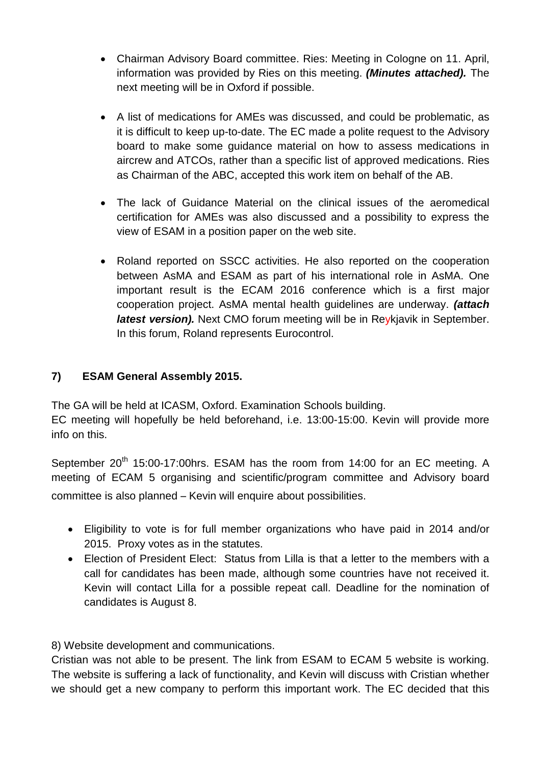- Chairman Advisory Board committee. Ries: Meeting in Cologne on 11. April, information was provided by Ries on this meeting. ***(Minutes attached).*** The next meeting will be in Oxford if possible.

- A list of medications for AMEs was discussed, and could be problematic, as it is difficult to keep up-to-date. The EC made a polite request to the Advisory board to make some guidance material on how to assess medications in aircrew and ATCOs, rather than a specific list of approved medications. Ries as Chairman of the ABC, accepted this work item on behalf of the AB.

- The lack of Guidance Material on the clinical issues of the aeromedical certification for AMEs was also discussed and a possibility to express the view of ESAM in a position paper on the web site.

- Roland reported on SSCC activities. He also reported on the cooperation between AsMA and ESAM as part of his international role in AsMA. One important result is the ECAM 2016 conference which is a first major cooperation project. AsMA mental health guidelines are underway. ***(attach latest version).*** Next CMO forum meeting will be in Reykjavik in September. In this forum, Roland represents Eurocontrol.

## 7) ESAM General Assembly 2015.

The GA will be held at ICASM, Oxford. Examination Schools building.
EC meeting will hopefully be held beforehand, i.e. 13:00-15:00. Kevin will provide more info on this.

September 20th 15:00-17:00hrs. ESAM has the room from 14:00 for an EC meeting. A meeting of ECAM 5 organising and scientific/program committee and Advisory board committee is also planned – Kevin will enquire about possibilities.

- Eligibility to vote is for full member organizations who have paid in 2014 and/or 2015. Proxy votes as in the statutes.
- Election of President Elect: Status from Lilla is that a letter to the members with a call for candidates has been made, although some countries have not received it. Kevin will contact Lilla for a possible repeat call. Deadline for the nomination of candidates is August 8.

8) Website development and communications.
Cristian was not able to be present. The link from ESAM to ECAM 5 website is working. The website is suffering a lack of functionality, and Kevin will discuss with Cristian whether we should get a new company to perform this important work. The EC decided that this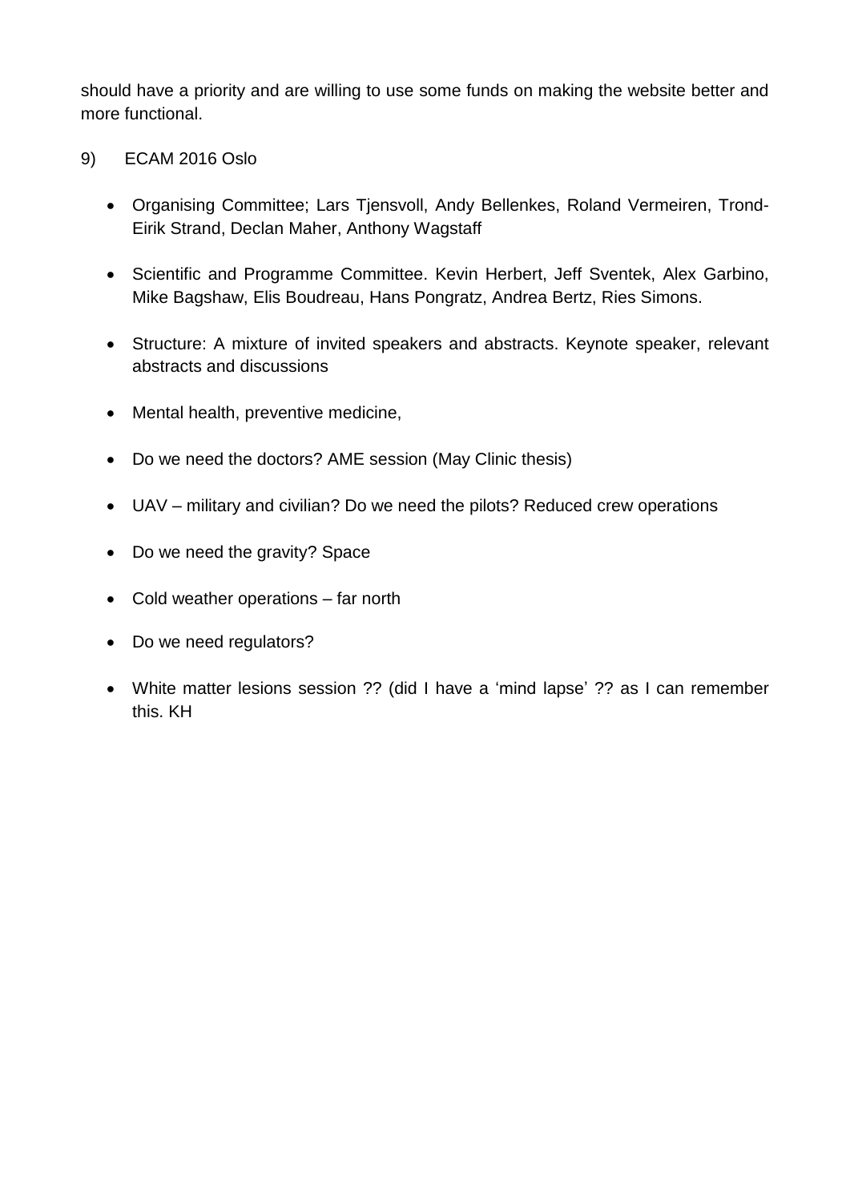should have a priority and are willing to use some funds on making the website better and more functional.

9) ECAM 2016 Oslo

- Organising Committee; Lars Tjensvoll, Andy Bellenkes, Roland Vermeiren, Trond-Eirik Strand, Declan Maher, Anthony Wagstaff

- Scientific and Programme Committee. Kevin Herbert, Jeff Sventek, Alex Garbino, Mike Bagshaw, Elis Boudreau, Hans Pongratz, Andrea Bertz, Ries Simons.

- Structure: A mixture of invited speakers and abstracts. Keynote speaker, relevant abstracts and discussions

- Mental health, preventive medicine,

- Do we need the doctors? AME session (May Clinic thesis)

- UAV – military and civilian? Do we need the pilots? Reduced crew operations

- Do we need the gravity? Space

- Cold weather operations – far north

- Do we need regulators?

- White matter lesions session ?? (did I have a 'mind lapse' ?? as I can remember this. KH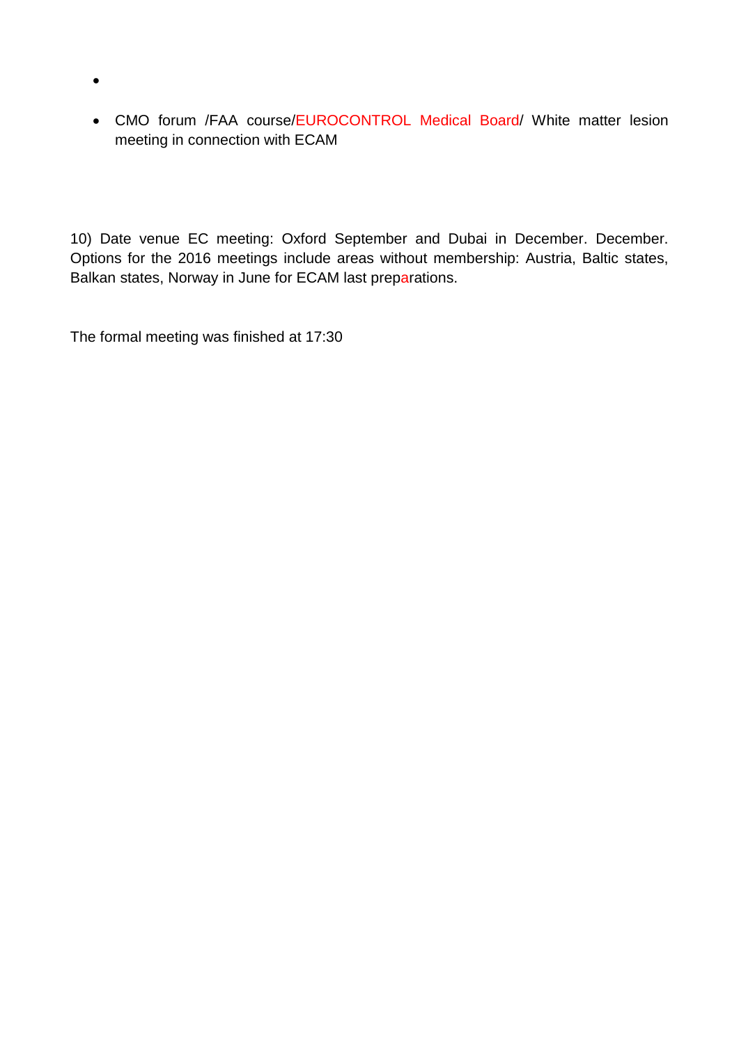- 
- CMO forum /FAA course/EUROCONTROL Medical Board/ White matter lesion meeting in connection with ECAM

10) Date venue EC meeting: Oxford September and Dubai in December. December. Options for the 2016 meetings include areas without membership: Austria, Baltic states, Balkan states, Norway in June for ECAM last preparations.

The formal meeting was finished at 17:30